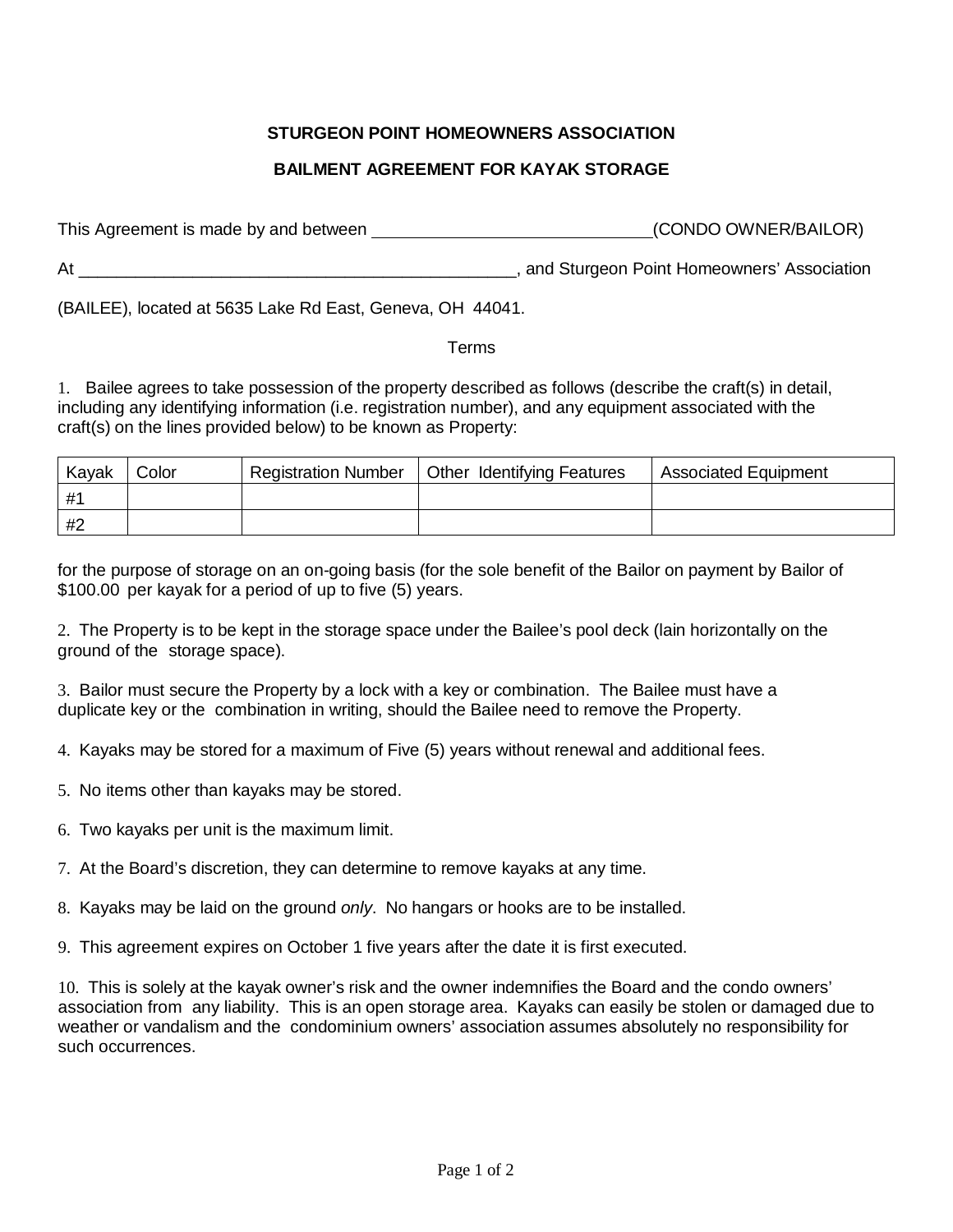**STURGEON POINT HOMEOWNERS ASSOCIATION**

**BAILMENT AGREEMENT FOR KAYAK STORAGE**

This Agreement is made by and between ______________________________(CONDO OWNER/BAILOR)

At _________________________________________________, and Sturgeon Point Homeowners' Association

(BAILEE), located at 5635 Lake Rd East, Geneva, OH 44041.

Terms

1. Bailee agrees to take possession of the property described as follows (describe the craft(s) in detail, including any identifying information (i.e. registration number), and any equipment associated with the craft(s) on the lines provided below) to be known as Property:

| Kayak | Color | Registration Number | Other Identifying Features | Associated Equipment |
|---|---|---|---|---|
| #1 | | | | |
| #2 | | | | |

for the purpose of storage on an on-going basis (for the sole benefit of the Bailor on payment by Bailor of $100.00 per kayak for a period of up to five (5) years.

2. The Property is to be kept in the storage space under the Bailee's pool deck (lain horizontally on the ground of the storage space).

3. Bailor must secure the Property by a lock with a key or combination. The Bailee must have a duplicate key or the combination in writing, should the Bailee need to remove the Property.

4. Kayaks may be stored for a maximum of Five (5) years without renewal and additional fees.

5. No items other than kayaks may be stored.

6. Two kayaks per unit is the maximum limit.

7. At the Board's discretion, they can determine to remove kayaks at any time.

8. Kayaks may be laid on the ground *only*. No hangars or hooks are to be installed.

9. This agreement expires on October 1 five years after the date it is first executed.

10. This is solely at the kayak owner's risk and the owner indemnifies the Board and the condo owners' association from any liability. This is an open storage area. Kayaks can easily be stolen or damaged due to weather or vandalism and the condominium owners' association assumes absolutely no responsibility for such occurrences.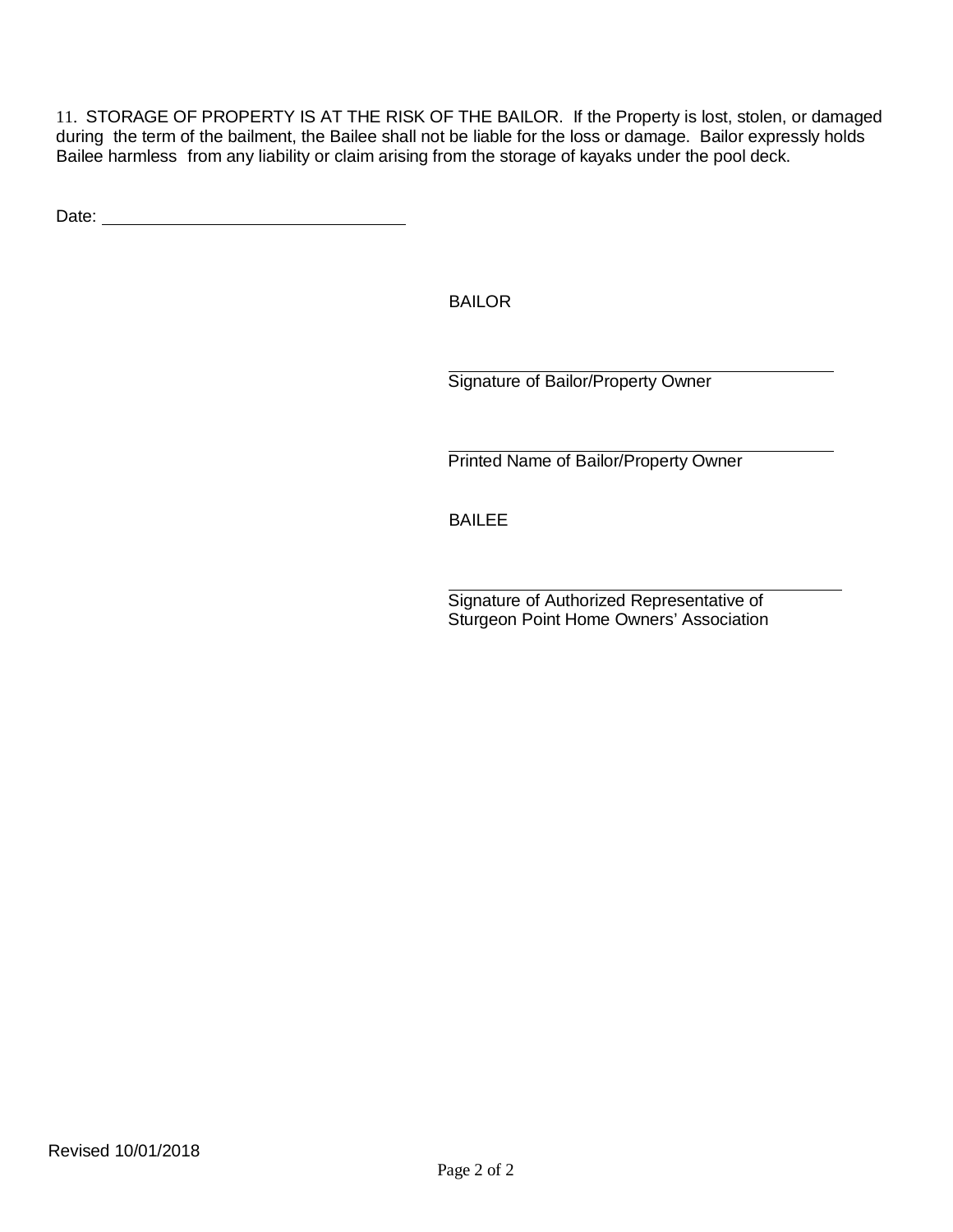11. STORAGE OF PROPERTY IS AT THE RISK OF THE BAILOR. If the Property is lost, stolen, or damaged during the term of the bailment, the Bailee shall not be liable for the loss or damage. Bailor expressly holds Bailee harmless from any liability or claim arising from the storage of kayaks under the pool deck.

Date: ______________________________

BAILOR

______________________________
Signature of Bailor/Property Owner

______________________________
Printed Name of Bailor/Property Owner

BAILEE

______________________________
Signature of Authorized Representative of
Sturgeon Point Home Owners' Association

Revised 10/01/2018